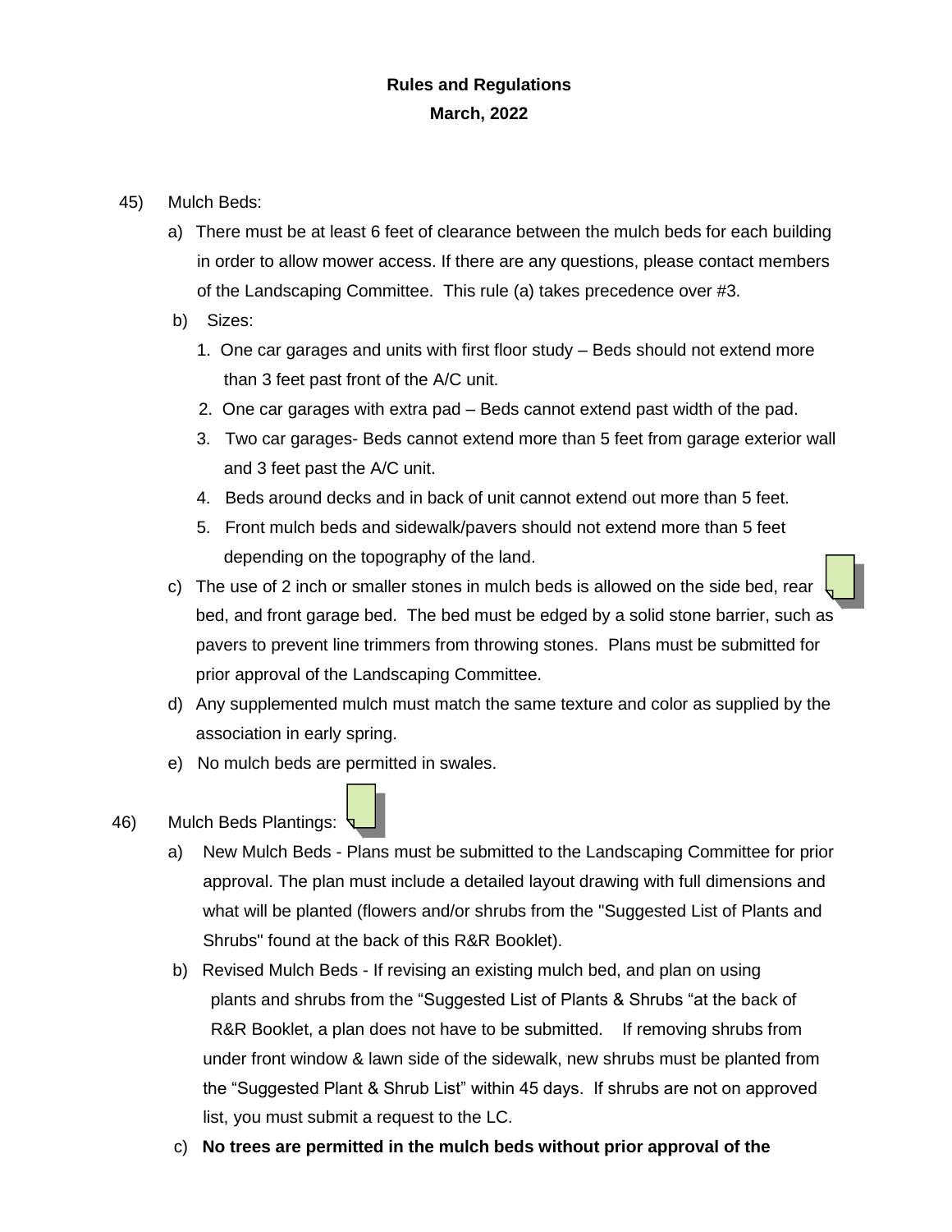**Rules and Regulations**

**March, 2022**

45) Mulch Beds:

a) There must be at least 6 feet of clearance between the mulch beds for each building in order to allow mower access. If there are any questions, please contact members of the Landscaping Committee. This rule (a) takes precedence over #3.

b) Sizes:

1. One car garages and units with first floor study – Beds should not extend more than 3 feet past front of the A/C unit.
2. One car garages with extra pad – Beds cannot extend past width of the pad.
3. Two car garages- Beds cannot extend more than 5 feet from garage exterior wall and 3 feet past the A/C unit.
4. Beds around decks and in back of unit cannot extend out more than 5 feet.
5. Front mulch beds and sidewalk/pavers should not extend more than 5 feet depending on the topography of the land.

c) The use of 2 inch or smaller stones in mulch beds is allowed on the side bed, rear bed, and front garage bed. The bed must be edged by a solid stone barrier, such as pavers to prevent line trimmers from throwing stones. Plans must be submitted for prior approval of the Landscaping Committee.

d) Any supplemented mulch must match the same texture and color as supplied by the association in early spring.

e) No mulch beds are permitted in swales.

46) Mulch Beds Plantings:

a) New Mulch Beds - Plans must be submitted to the Landscaping Committee for prior approval. The plan must include a detailed layout drawing with full dimensions and what will be planted (flowers and/or shrubs from the "Suggested List of Plants and Shrubs" found at the back of this R&R Booklet).

b) Revised Mulch Beds - If revising an existing mulch bed, and plan on using plants and shrubs from the "Suggested List of Plants & Shrubs "at the back of R&R Booklet, a plan does not have to be submitted. If removing shrubs from under front window & lawn side of the sidewalk, new shrubs must be planted from the "Suggested Plant & Shrub List" within 45 days. If shrubs are not on approved list, you must submit a request to the LC.

c) **No trees are permitted in the mulch beds without prior approval of the**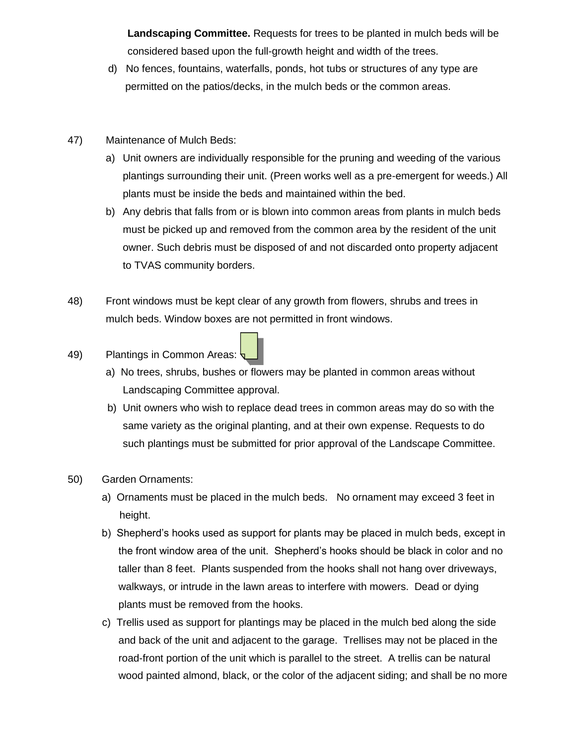**Landscaping Committee.** Requests for trees to be planted in mulch beds will be considered based upon the full-growth height and width of the trees.

d) No fences, fountains, waterfalls, ponds, hot tubs or structures of any type are permitted on the patios/decks, in the mulch beds or the common areas.

47) Maintenance of Mulch Beds:

a) Unit owners are individually responsible for the pruning and weeding of the various plantings surrounding their unit. (Preen works well as a pre-emergent for weeds.) All plants must be inside the beds and maintained within the bed.

b) Any debris that falls from or is blown into common areas from plants in mulch beds must be picked up and removed from the common area by the resident of the unit owner. Such debris must be disposed of and not discarded onto property adjacent to TVAS community borders.

48) Front windows must be kept clear of any growth from flowers, shrubs and trees in mulch beds. Window boxes are not permitted in front windows.

49) Plantings in Common Areas:

a) No trees, shrubs, bushes or flowers may be planted in common areas without Landscaping Committee approval.

b) Unit owners who wish to replace dead trees in common areas may do so with the same variety as the original planting, and at their own expense. Requests to do such plantings must be submitted for prior approval of the Landscape Committee.

50) Garden Ornaments:

a) Ornaments must be placed in the mulch beds. No ornament may exceed 3 feet in height.

b) Shepherd's hooks used as support for plants may be placed in mulch beds, except in the front window area of the unit. Shepherd's hooks should be black in color and no taller than 8 feet. Plants suspended from the hooks shall not hang over driveways, walkways, or intrude in the lawn areas to interfere with mowers. Dead or dying plants must be removed from the hooks.

c) Trellis used as support for plantings may be placed in the mulch bed along the side and back of the unit and adjacent to the garage. Trellises may not be placed in the road-front portion of the unit which is parallel to the street. A trellis can be natural wood painted almond, black, or the color of the adjacent siding; and shall be no more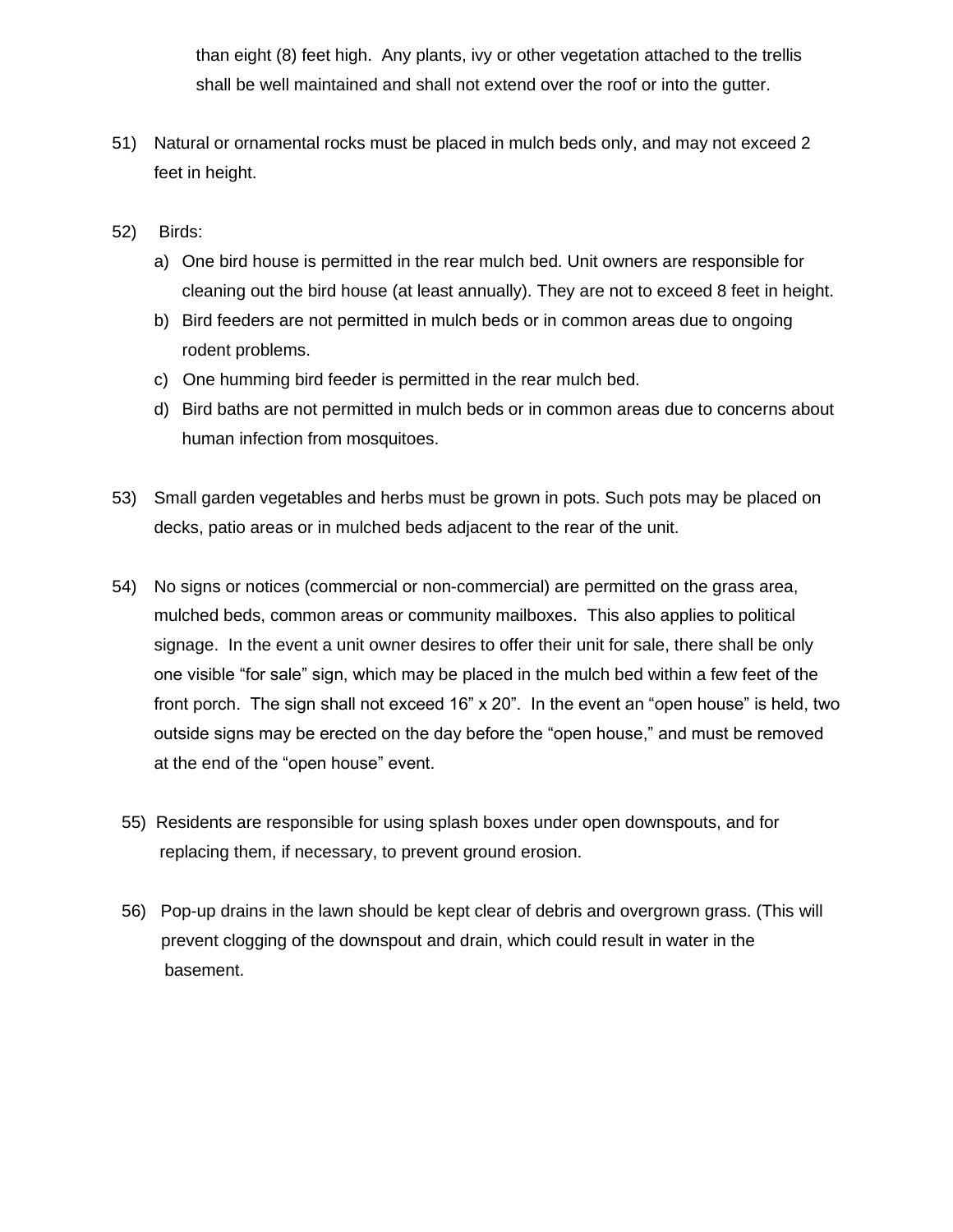than eight (8) feet high. Any plants, ivy or other vegetation attached to the trellis shall be well maintained and shall not extend over the roof or into the gutter.

51) Natural or ornamental rocks must be placed in mulch beds only, and may not exceed 2 feet in height.

52) Birds:
   a) One bird house is permitted in the rear mulch bed. Unit owners are responsible for cleaning out the bird house (at least annually). They are not to exceed 8 feet in height.
   b) Bird feeders are not permitted in mulch beds or in common areas due to ongoing rodent problems.
   c) One humming bird feeder is permitted in the rear mulch bed.
   d) Bird baths are not permitted in mulch beds or in common areas due to concerns about human infection from mosquitoes.

53) Small garden vegetables and herbs must be grown in pots. Such pots may be placed on decks, patio areas or in mulched beds adjacent to the rear of the unit.

54) No signs or notices (commercial or non-commercial) are permitted on the grass area, mulched beds, common areas or community mailboxes. This also applies to political signage. In the event a unit owner desires to offer their unit for sale, there shall be only one visible "for sale" sign, which may be placed in the mulch bed within a few feet of the front porch. The sign shall not exceed 16" x 20". In the event an "open house" is held, two outside signs may be erected on the day before the "open house," and must be removed at the end of the "open house" event.

55) Residents are responsible for using splash boxes under open downspouts, and for replacing them, if necessary, to prevent ground erosion.

56) Pop-up drains in the lawn should be kept clear of debris and overgrown grass. (This will prevent clogging of the downspout and drain, which could result in water in the basement.